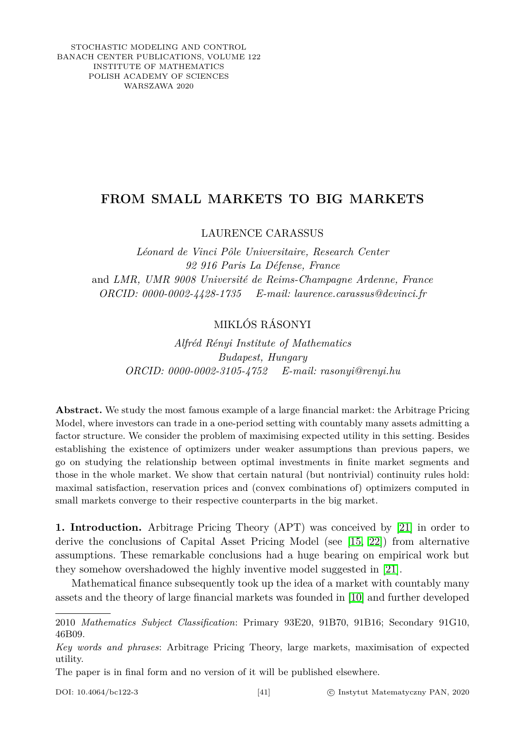STOCHASTIC MODELING AND CONTROL
BANACH CENTER PUBLICATIONS, VOLUME 122
INSTITUTE OF MATHEMATICS
POLISH ACADEMY OF SCIENCES
WARSZAWA 2020

# FROM SMALL MARKETS TO BIG MARKETS

LAURENCE CARASSUS

*Léonard de Vinci Pôle Universitaire, Research Center*
*92 916 Paris La Défense, France*
and *LMR, UMR 9008 Université de Reims-Champagne Ardenne, France*
*ORCID: 0000-0002-4428-1735* *E-mail: laurence.carassus@devinci.fr*

MIKLÓS RÁSONYI

*Alfréd Rényi Institute of Mathematics*
*Budapest, Hungary*
*ORCID: 0000-0002-3105-4752* *E-mail: rasonyi@renyi.hu*

**Abstract.** We study the most famous example of a large financial market: the Arbitrage Pricing Model, where investors can trade in a one-period setting with countably many assets admitting a factor structure. We consider the problem of maximising expected utility in this setting. Besides establishing the existence of optimizers under weaker assumptions than previous papers, we go on studying the relationship between optimal investments in finite market segments and those in the whole market. We show that certain natural (but nontrivial) continuity rules hold: maximal satisfaction, reservation prices and (convex combinations of) optimizers computed in small markets converge to their respective counterparts in the big market.

**1. Introduction.** Arbitrage Pricing Theory (APT) was conceived by [21] in order to derive the conclusions of Capital Asset Pricing Model (see [15, 22]) from alternative assumptions. These remarkable conclusions had a huge bearing on empirical work but they somehow overshadowed the highly inventive model suggested in [21].

Mathematical finance subsequently took up the idea of a market with countably many assets and the theory of large financial markets was founded in [10] and further developed

---

2010 *Mathematics Subject Classification*: Primary 93E20, 91B70, 91B16; Secondary 91G10, 46B09.

*Key words and phrases*: Arbitrage Pricing Theory, large markets, maximisation of expected utility.

The paper is in final form and no version of it will be published elsewhere.

DOI: 10.4064/bc122-3 © Instytut Matematyczny PAN, 2020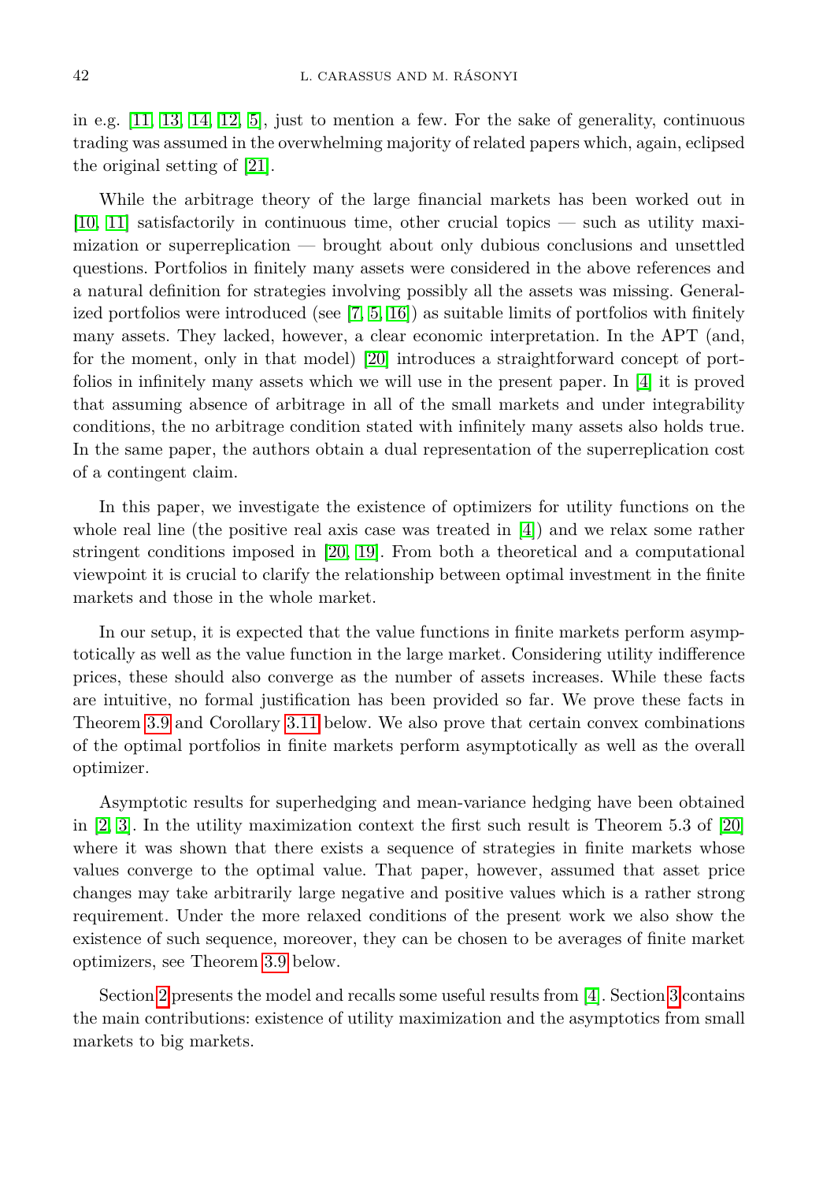in e.g. [11, 13, 14, 12, 5], just to mention a few. For the sake of generality, continuous trading was assumed in the overwhelming majority of related papers which, again, eclipsed the original setting of [21].

While the arbitrage theory of the large financial markets has been worked out in [10, 11] satisfactorily in continuous time, other crucial topics — such as utility maximization or superreplication — brought about only dubious conclusions and unsettled questions. Portfolios in finitely many assets were considered in the above references and a natural definition for strategies involving possibly all the assets was missing. Generalized portfolios were introduced (see [7, 5, 16]) as suitable limits of portfolios with finitely many assets. They lacked, however, a clear economic interpretation. In the APT (and, for the moment, only in that model) [20] introduces a straightforward concept of portfolios in infinitely many assets which we will use in the present paper. In [4] it is proved that assuming absence of arbitrage in all of the small markets and under integrability conditions, the no arbitrage condition stated with infinitely many assets also holds true. In the same paper, the authors obtain a dual representation of the superreplication cost of a contingent claim.

In this paper, we investigate the existence of optimizers for utility functions on the whole real line (the positive real axis case was treated in [4]) and we relax some rather stringent conditions imposed in [20, 19]. From both a theoretical and a computational viewpoint it is crucial to clarify the relationship between optimal investment in the finite markets and those in the whole market.

In our setup, it is expected that the value functions in finite markets perform asymptotically as well as the value function in the large market. Considering utility indifference prices, these should also converge as the number of assets increases. While these facts are intuitive, no formal justification has been provided so far. We prove these facts in Theorem 3.9 and Corollary 3.11 below. We also prove that certain convex combinations of the optimal portfolios in finite markets perform asymptotically as well as the overall optimizer.

Asymptotic results for superhedging and mean-variance hedging have been obtained in [2, 3]. In the utility maximization context the first such result is Theorem 5.3 of [20] where it was shown that there exists a sequence of strategies in finite markets whose values converge to the optimal value. That paper, however, assumed that asset price changes may take arbitrarily large negative and positive values which is a rather strong requirement. Under the more relaxed conditions of the present work we also show the existence of such sequence, moreover, they can be chosen to be averages of finite market optimizers, see Theorem 3.9 below.

Section 2 presents the model and recalls some useful results from [4]. Section 3 contains the main contributions: existence of utility maximization and the asymptotics from small markets to big markets.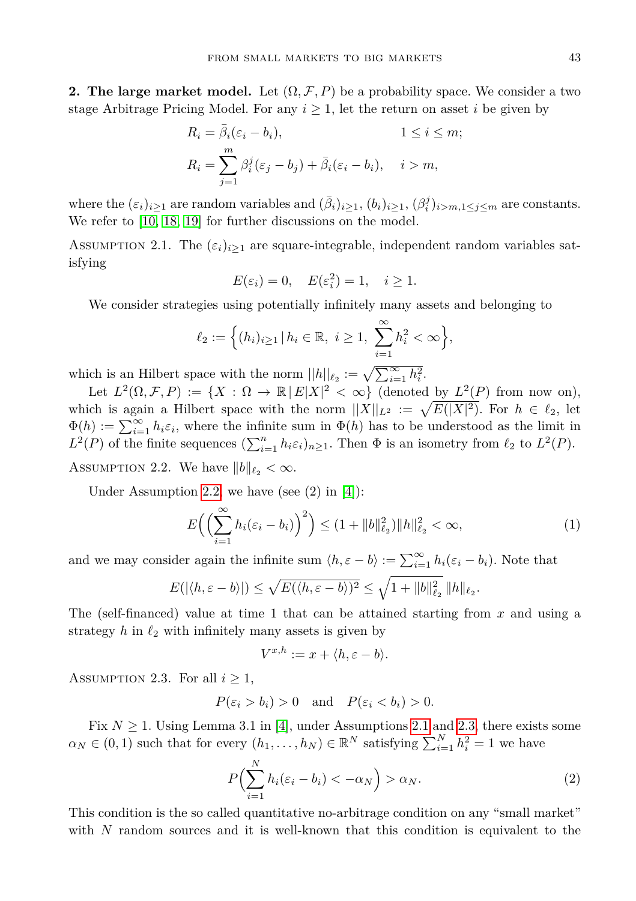**2. The large market model.** Let $(\Omega, \mathcal{F}, P)$ be a probability space. We consider a two stage Arbitrage Pricing Model. For any $i \geq 1$, let the return on asset $i$ be given by

$$
\begin{aligned}
R_i &= \bar{\beta}_i(\varepsilon_i - b_i), & 1 \leq i \leq m; \\
R_i &= \sum_{j=1}^{m} \beta_i^j(\varepsilon_j - b_j) + \bar{\beta}_i(\varepsilon_i - b_i), & i > m,
\end{aligned}
$$

where the $(\varepsilon_i)_{i\geq 1}$ are random variables and $(\bar{\beta}_i)_{i\geq 1}$, $(b_i)_{i\geq 1}$, $(\beta_i^j)_{i>m, 1\leq j\leq m}$ are constants. We refer to [10, 18, 19] for further discussions on the model.

Assumption 2.1. The $(\varepsilon_i)_{i\geq 1}$ are square-integrable, independent random variables satisfying

$$
E(\varepsilon_i) = 0, \quad E(\varepsilon_i^2) = 1, \quad i \geq 1.
$$

We consider strategies using potentially infinitely many assets and belonging to

$$
\ell_2 := \Big\{ (h_i)_{i\geq 1} \,|\, h_i \in \mathbb{R},\ i \geq 1,\ \sum_{i=1}^{\infty} h_i^2 < \infty \Big\},
$$

which is an Hilbert space with the norm $||h||_{\ell_2} := \sqrt{\sum_{i=1}^{\infty} h_i^2}$.

Let $L^2(\Omega, \mathcal{F}, P) := \{X : \Omega \to \mathbb{R} \,|\, E|X|^2 < \infty\}$ (denoted by $L^2(P)$ from now on), which is again a Hilbert space with the norm $||X||_{L^2} := \sqrt{E(|X|^2)}$. For $h \in \ell_2$, let $\Phi(h) := \sum_{i=1}^{\infty} h_i \varepsilon_i$, where the infinite sum in $\Phi(h)$ has to be understood as the limit in $L^2(P)$ of the finite sequences $(\sum_{i=1}^{n} h_i \varepsilon_i)_{n\geq 1}$. Then $\Phi$ is an isometry from $\ell_2$ to $L^2(P)$.

Assumption 2.2. We have $\|b\|_{\ell_2} < \infty$.

Under Assumption 2.2, we have (see (2) in [4]):

$$
E\Big( \Big( \sum_{i=1}^{\infty} h_i(\varepsilon_i - b_i) \Big)^2 \Big) \leq (1 + \|b\|_{\ell_2}^2) \|h\|_{\ell_2}^2 < \infty, \tag{1}
$$

and we may consider again the infinite sum $\langle h, \varepsilon - b \rangle := \sum_{i=1}^{\infty} h_i(\varepsilon_i - b_i)$. Note that

$$
E(|\langle h, \varepsilon - b \rangle|) \leq \sqrt{E(\langle h, \varepsilon - b \rangle)^2} \leq \sqrt{1 + \|b\|_{\ell_2}^2}\, \|h\|_{\ell_2}.
$$

The (self-financed) value at time 1 that can be attained starting from $x$ and using a strategy $h$ in $\ell_2$ with infinitely many assets is given by

$$
V^{x,h} := x + \langle h, \varepsilon - b \rangle.
$$

Assumption 2.3. For all $i \geq 1$,

$$
P(\varepsilon_i > b_i) > 0 \quad \text{and} \quad P(\varepsilon_i < b_i) > 0.
$$

Fix $N \geq 1$. Using Lemma 3.1 in [4], under Assumptions 2.1 and 2.3, there exists some $\alpha_N \in (0, 1)$ such that for every $(h_1, \ldots, h_N) \in \mathbb{R}^N$ satisfying $\sum_{i=1}^{N} h_i^2 = 1$ we have

$$
P\Big( \sum_{i=1}^{N} h_i(\varepsilon_i - b_i) < -\alpha_N \Big) > \alpha_N. \tag{2}
$$

This condition is the so called quantitative no-arbitrage condition on any "small market" with $N$ random sources and it is well-known that this condition is equivalent to the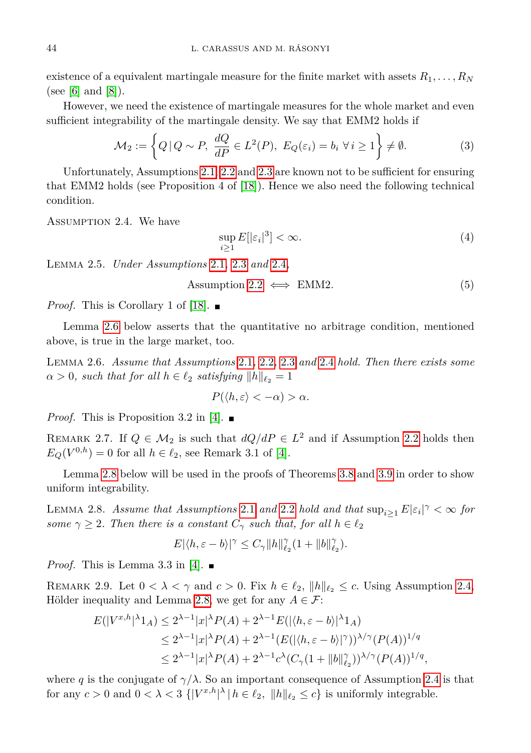existence of a equivalent martingale measure for the finite market with assets $R_1, \dots, R_N$ (see [6] and [8]).

However, we need the existence of martingale measures for the whole market and even sufficient integrability of the martingale density. We say that EMM2 holds if

$$\mathcal{M}_2 := \left\{ Q \,|\, Q \sim P,\ \frac{dQ}{dP} \in L^2(P),\ E_Q(\varepsilon_i) = b_i\ \forall\, i \geq 1 \right\} \neq \emptyset. \tag{3}$$

Unfortunately, Assumptions 2.1, 2.2 and 2.3 are known not to be sufficient for ensuring that EMM2 holds (see Proposition 4 of [18]). Hence we also need the following technical condition.

Assumption 2.4. We have

$$\sup_{i \geq 1} E[|\varepsilon_i|^3] < \infty. \tag{4}$$

Lemma 2.5. *Under Assumptions 2.1, 2.3 and 2.4,*

$$\text{Assumption 2.2} \iff \text{EMM2}. \tag{5}$$

*Proof.* This is Corollary 1 of [18]. ∎

Lemma 2.6 below asserts that the quantitative no arbitrage condition, mentioned above, is true in the large market, too.

Lemma 2.6. *Assume that Assumptions 2.1, 2.2, 2.3 and 2.4 hold. Then there exists some $\alpha > 0$, such that for all $h \in \ell_2$ satisfying $\|h\|_{\ell_2} = 1$*

$$P(\langle h, \varepsilon \rangle < -\alpha) > \alpha.$$

*Proof.* This is Proposition 3.2 in [4]. ∎

Remark 2.7. If $Q \in \mathcal{M}_2$ is such that $dQ/dP \in L^2$ and if Assumption 2.2 holds then $E_Q(V^{0,h}) = 0$ for all $h \in \ell_2$, see Remark 3.1 of [4].

Lemma 2.8 below will be used in the proofs of Theorems 3.8 and 3.9 in order to show uniform integrability.

Lemma 2.8. *Assume that Assumptions 2.1 and 2.2 hold and that $\sup_{i \geq 1} E|\varepsilon_i|^\gamma < \infty$ for some $\gamma \geq 2$. Then there is a constant $C_\gamma$ such that, for all $h \in \ell_2$*

$$E|\langle h, \varepsilon - b \rangle|^\gamma \leq C_\gamma \|h\|_{\ell_2}^\gamma (1 + \|b\|_{\ell_2}^\gamma).$$

*Proof.* This is Lemma 3.3 in [4]. ∎

Remark 2.9. Let $0 < \lambda < \gamma$ and $c > 0$. Fix $h \in \ell_2$, $\|h\|_{\ell_2} \leq c$. Using Assumption 2.4, Hölder inequality and Lemma 2.8, we get for any $A \in \mathcal{F}$:

$$\begin{aligned}
E(|V^{x,h}|^\lambda 1_A) &\leq 2^{\lambda-1}|x|^\lambda P(A) + 2^{\lambda-1} E(|\langle h, \varepsilon - b \rangle|^\lambda 1_A) \\
&\leq 2^{\lambda-1}|x|^\lambda P(A) + 2^{\lambda-1} (E(|\langle h, \varepsilon - b \rangle|^\gamma))^{\lambda/\gamma} (P(A))^{1/q} \\
&\leq 2^{\lambda-1}|x|^\lambda P(A) + 2^{\lambda-1} c^\lambda (C_\gamma (1 + \|b\|_{\ell_2}^\gamma))^{\lambda/\gamma} (P(A))^{1/q},
\end{aligned}$$

where $q$ is the conjugate of $\gamma/\lambda$. So an important consequence of Assumption 2.4 is that for any $c > 0$ and $0 < \lambda < 3$ $\{|V^{x,h}|^\lambda \,|\, h \in \ell_2,\ \|h\|_{\ell_2} \leq c\}$ is uniformly integrable.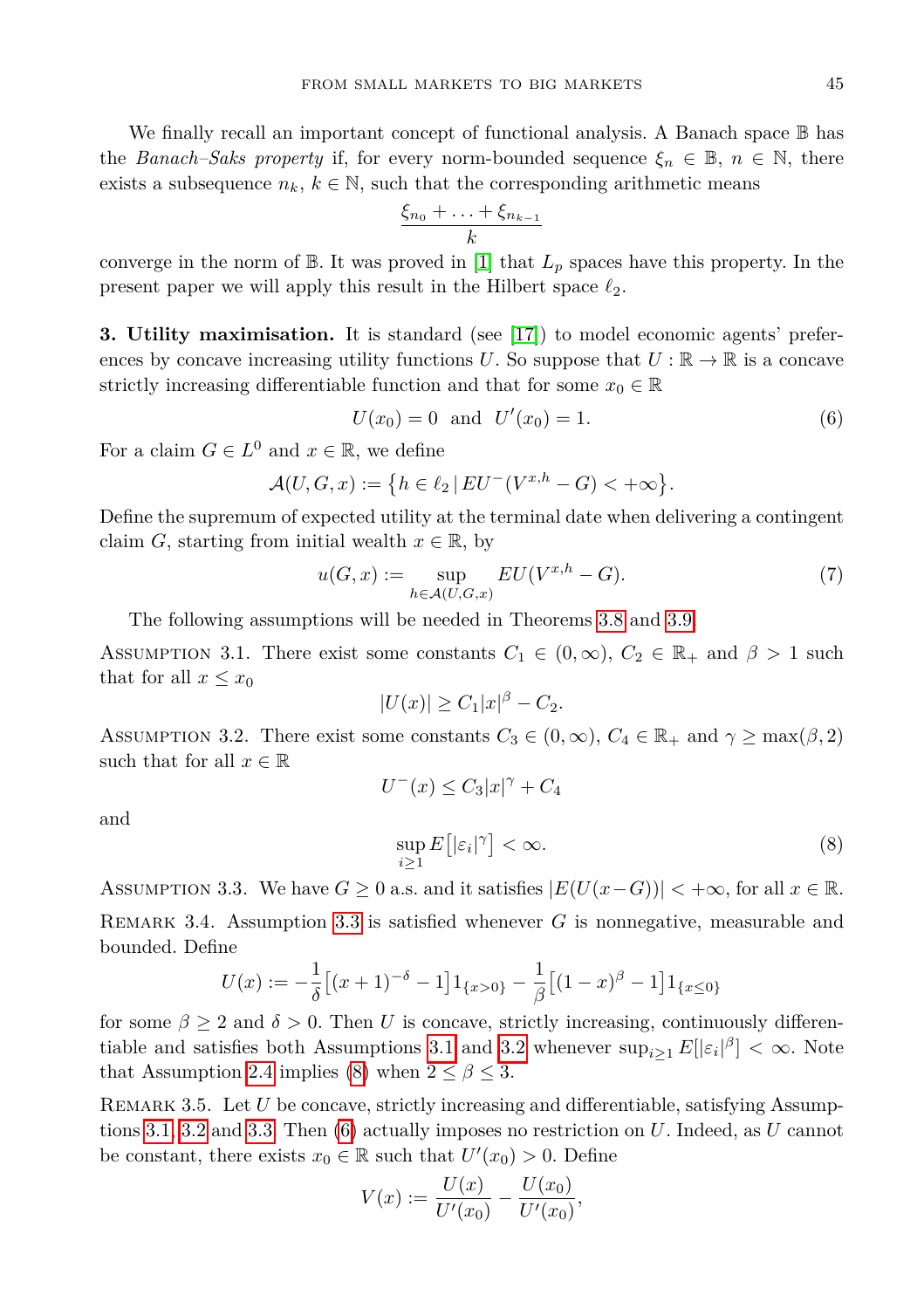We finally recall an important concept of functional analysis. A Banach space $\mathbb{B}$ has the *Banach–Saks property* if, for every norm-bounded sequence $\xi_n \in \mathbb{B}$, $n \in \mathbb{N}$, there exists a subsequence $n_k$, $k \in \mathbb{N}$, such that the corresponding arithmetic means

$$\frac{\xi_{n_0} + \ldots + \xi_{n_{k-1}}}{k}$$

converge in the norm of $\mathbb{B}$. It was proved in [1] that $L_p$ spaces have this property. In the present paper we will apply this result in the Hilbert space $\ell_2$.

**3. Utility maximisation.** It is standard (see [17]) to model economic agents' preferences by concave increasing utility functions $U$. So suppose that $U : \mathbb{R} \to \mathbb{R}$ is a concave strictly increasing differentiable function and that for some $x_0 \in \mathbb{R}$

$$U(x_0) = 0 \quad \text{and} \quad U'(x_0) = 1. \tag{6}$$

For a claim $G \in L^0$ and $x \in \mathbb{R}$, we define

$$\mathcal{A}(U, G, x) := \left\{ h \in \ell_2 \,|\, EU^-(V^{x,h} - G) < +\infty \right\}.$$

Define the supremum of expected utility at the terminal date when delivering a contingent claim $G$, starting from initial wealth $x \in \mathbb{R}$, by

$$u(G, x) := \sup_{h \in \mathcal{A}(U,G,x)} EU(V^{x,h} - G). \tag{7}$$

The following assumptions will be needed in Theorems 3.8 and 3.9.

Assumption 3.1. There exist some constants $C_1 \in (0, \infty)$, $C_2 \in \mathbb{R}_+$ and $\beta > 1$ such that for all $x \le x_0$

$$|U(x)| \ge C_1 |x|^\beta - C_2.$$

Assumption 3.2. There exist some constants $C_3 \in (0, \infty)$, $C_4 \in \mathbb{R}_+$ and $\gamma \ge \max(\beta, 2)$ such that for all $x \in \mathbb{R}$

$$U^-(x) \le C_3 |x|^\gamma + C_4$$

and

$$\sup_{i \ge 1} E\big[|\varepsilon_i|^\gamma\big] < \infty. \tag{8}$$

Assumption 3.3. We have $G \ge 0$ a.s. and it satisfies $|E(U(x - G))| < +\infty$, for all $x \in \mathbb{R}$.

Remark 3.4. Assumption 3.3 is satisfied whenever $G$ is nonnegative, measurable and bounded. Define

$$U(x) := -\frac{1}{\delta}\big[(x+1)^{-\delta} - 1\big] 1_{\{x>0\}} - \frac{1}{\beta}\big[(1-x)^\beta - 1\big] 1_{\{x \le 0\}}$$

for some $\beta \ge 2$ and $\delta > 0$. Then $U$ is concave, strictly increasing, continuously differentiable and satisfies both Assumptions 3.1 and 3.2 whenever $\sup_{i \ge 1} E[|\varepsilon_i|^\beta] < \infty$. Note that Assumption 2.4 implies (8) when $2 \le \beta \le 3$.

Remark 3.5. Let $U$ be concave, strictly increasing and differentiable, satisfying Assumptions 3.1, 3.2 and 3.3. Then (6) actually imposes no restriction on $U$. Indeed, as $U$ cannot be constant, there exists $x_0 \in \mathbb{R}$ such that $U'(x_0) > 0$. Define

$$V(x) := \frac{U(x)}{U'(x_0)} - \frac{U(x_0)}{U'(x_0)},$$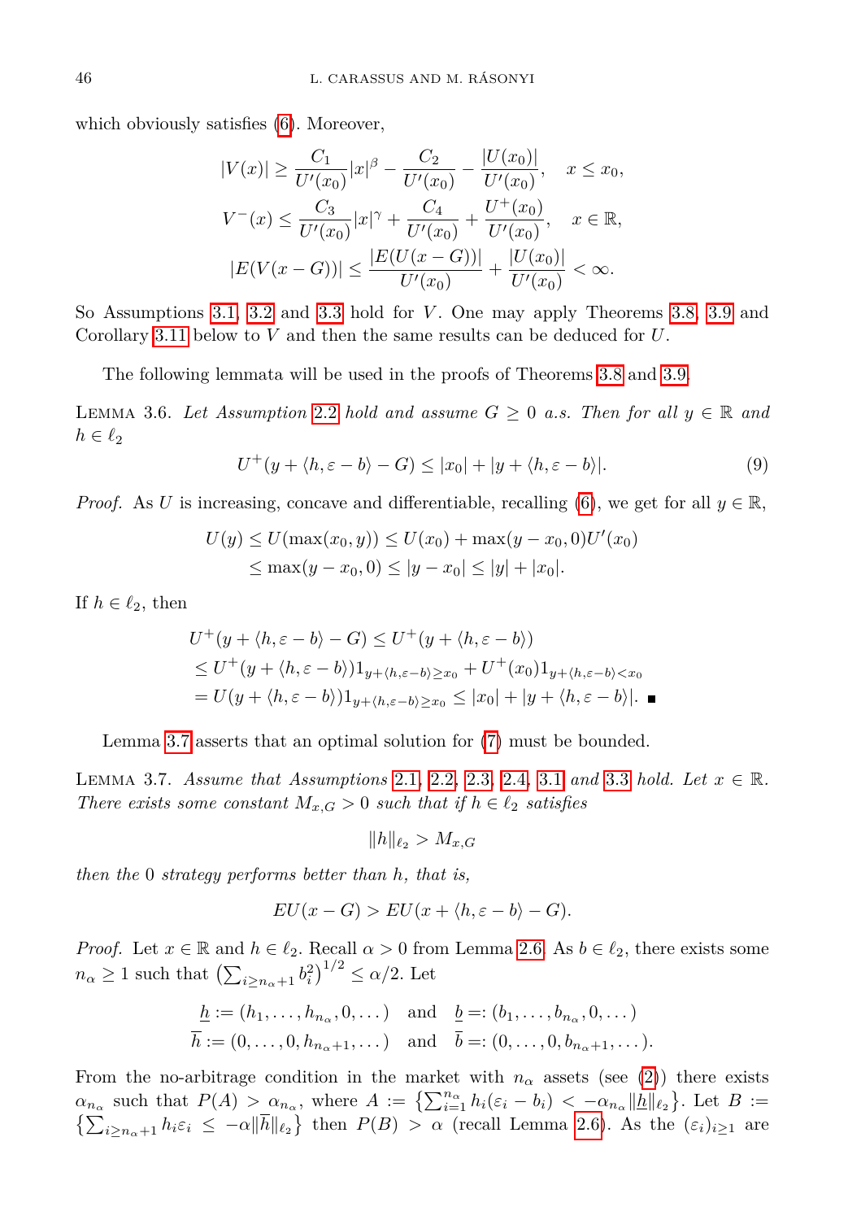which obviously satisfies (6). Moreover,

$$|V(x)| \geq \frac{C_1}{U'(x_0)}|x|^\beta - \frac{C_2}{U'(x_0)} - \frac{|U(x_0)|}{U'(x_0)}, \quad x \leq x_0,$$

$$V^-(x) \leq \frac{C_3}{U'(x_0)}|x|^\gamma + \frac{C_4}{U'(x_0)} + \frac{U^+(x_0)}{U'(x_0)}, \quad x \in \mathbb{R},$$

$$|E(V(x-G))| \leq \frac{|E(U(x-G))|}{U'(x_0)} + \frac{|U(x_0)|}{U'(x_0)} < \infty.$$

So Assumptions 3.1, 3.2 and 3.3 hold for $V$. One may apply Theorems 3.8, 3.9 and Corollary 3.11 below to $V$ and then the same results can be deduced for $U$.

The following lemmata will be used in the proofs of Theorems 3.8 and 3.9.

Lemma 3.6. *Let Assumption 2.2 hold and assume $G \geq 0$ a.s. Then for all $y \in \mathbb{R}$ and $h \in \ell_2$*

$$U^+(y + \langle h, \varepsilon - b\rangle - G) \leq |x_0| + |y + \langle h, \varepsilon - b\rangle|. \tag{9}$$

*Proof.* As $U$ is increasing, concave and differentiable, recalling (6), we get for all $y \in \mathbb{R}$,

$$\begin{aligned} U(y) &\leq U(\max(x_0, y)) \leq U(x_0) + \max(y - x_0, 0)U'(x_0) \\ &\leq \max(y - x_0, 0) \leq |y - x_0| \leq |y| + |x_0|. \end{aligned}$$

If $h \in \ell_2$, then

$$\begin{aligned} &U^+(y + \langle h, \varepsilon - b\rangle - G) \leq U^+(y + \langle h, \varepsilon - b\rangle) \\ &\leq U^+(y + \langle h, \varepsilon - b\rangle)1_{y+\langle h,\varepsilon-b\rangle \geq x_0} + U^+(x_0)1_{y+\langle h,\varepsilon-b\rangle < x_0} \\ &= U(y + \langle h, \varepsilon - b\rangle)1_{y+\langle h,\varepsilon-b\rangle \geq x_0} \leq |x_0| + |y + \langle h, \varepsilon - b\rangle|. \ \blacksquare \end{aligned}$$

Lemma 3.7 asserts that an optimal solution for (7) must be bounded.

Lemma 3.7. *Assume that Assumptions 2.1, 2.2, 2.3, 2.4, 3.1 and 3.3 hold. Let $x \in \mathbb{R}$. There exists some constant $M_{x,G} > 0$ such that if $h \in \ell_2$ satisfies*

$$\|h\|_{\ell_2} > M_{x,G}$$

*then the 0 strategy performs better than $h$, that is,*

$$EU(x - G) > EU(x + \langle h, \varepsilon - b\rangle - G).$$

*Proof.* Let $x \in \mathbb{R}$ and $h \in \ell_2$. Recall $\alpha > 0$ from Lemma 2.6. As $b \in \ell_2$, there exists some $n_\alpha \geq 1$ such that $\left(\sum_{i \geq n_\alpha+1} b_i^2\right)^{1/2} \leq \alpha/2$. Let

$$\begin{aligned} \underline{h} &:= (h_1, \dots, h_{n_\alpha}, 0, \dots) \quad \text{and} \quad \underline{b} =: (b_1, \dots, b_{n_\alpha}, 0, \dots) \\ \overline{h} &:= (0, \dots, 0, h_{n_\alpha+1}, \dots) \quad \text{and} \quad \overline{b} =: (0, \dots, 0, b_{n_\alpha+1}, \dots). \end{aligned}$$

From the no-arbitrage condition in the market with $n_\alpha$ assets (see (2)) there exists $\alpha_{n_\alpha}$ such that $P(A) > \alpha_{n_\alpha}$, where $A := \left\{\sum_{i=1}^{n_\alpha} h_i(\varepsilon_i - b_i) < -\alpha_{n_\alpha}\|\underline{h}\|_{\ell_2}\right\}$. Let $B := \left\{\sum_{i \geq n_\alpha+1} h_i \varepsilon_i \leq -\alpha\|\overline{h}\|_{\ell_2}\right\}$ then $P(B) > \alpha$ (recall Lemma 2.6). As the $(\varepsilon_i)_{i \geq 1}$ are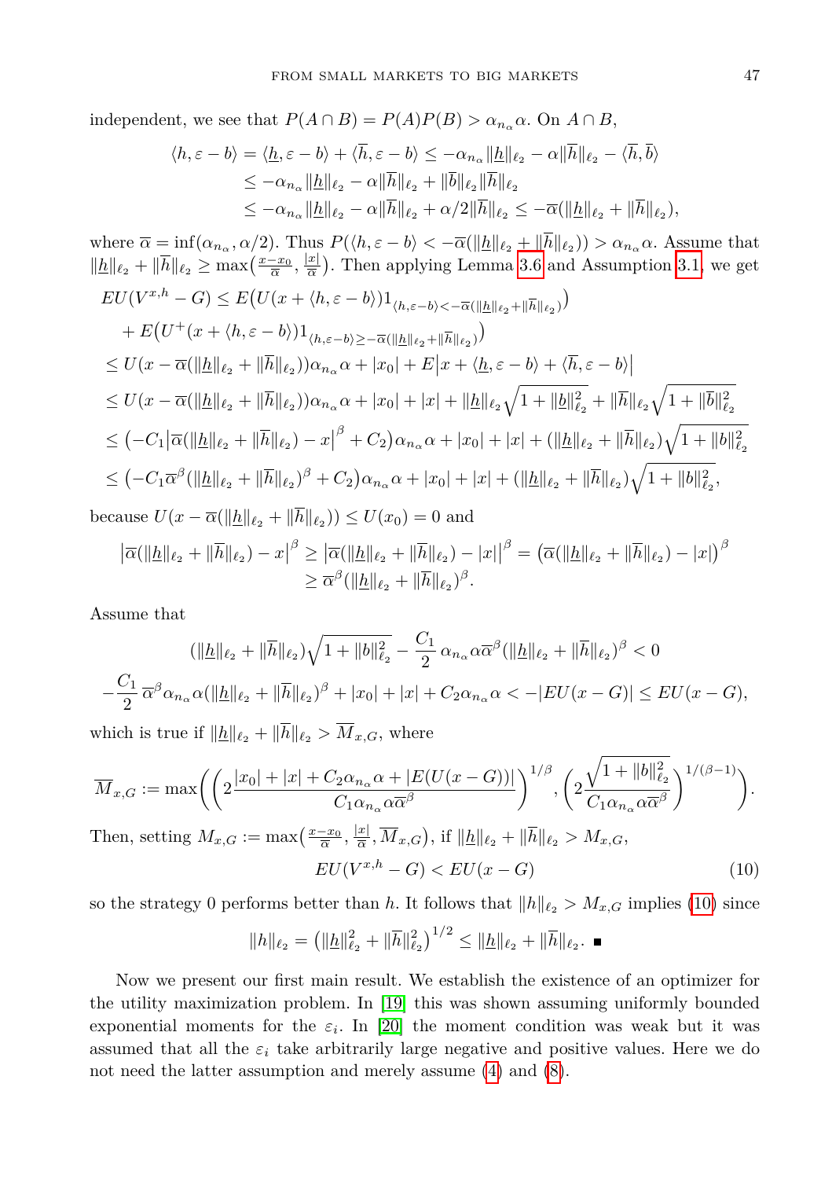independent, we see that $P(A \cap B) = P(A)P(B) > \alpha_{n_\alpha}\alpha$. On $A \cap B$,

$$\begin{aligned}
\langle h, \varepsilon - b\rangle &= \langle \underline{h}, \varepsilon - b\rangle + \langle \overline{h}, \varepsilon - b\rangle \le -\alpha_{n_\alpha}\|\underline{h}\|_{\ell_2} - \alpha\|\overline{h}\|_{\ell_2} - \langle \overline{h}, \overline{b}\rangle \\
&\le -\alpha_{n_\alpha}\|\underline{h}\|_{\ell_2} - \alpha\|\overline{h}\|_{\ell_2} + \|\overline{b}\|_{\ell_2}\|\overline{h}\|_{\ell_2} \\
&\le -\alpha_{n_\alpha}\|\underline{h}\|_{\ell_2} - \alpha\|\overline{h}\|_{\ell_2} + \alpha/2\|\overline{h}\|_{\ell_2} \le -\overline{\alpha}(\|\underline{h}\|_{\ell_2} + \|\overline{h}\|_{\ell_2}),
\end{aligned}$$

where $\overline{\alpha} = \inf(\alpha_{n_\alpha}, \alpha/2)$. Thus $P(\langle h, \varepsilon - b\rangle < -\overline{\alpha}(\|\underline{h}\|_{\ell_2} + \|\overline{h}\|_{\ell_2})) > \alpha_{n_\alpha}\alpha$. Assume that $\|\underline{h}\|_{\ell_2} + \|\overline{h}\|_{\ell_2} \ge \max\big(\frac{x - x_0}{\overline{\alpha}}, \frac{|x|}{\overline{\alpha}}\big)$. Then applying Lemma 3.6 and Assumption 3.1, we get

$$\begin{aligned}
&EU(V^{x,h} - G) \le E\big(U(x + \langle h, \varepsilon - b\rangle)1_{\langle h, \varepsilon - b\rangle < -\overline{\alpha}(\|\underline{h}\|_{\ell_2} + \|\overline{h}\|_{\ell_2})}\big) \\
&\quad + E\big(U^+(x + \langle h, \varepsilon - b\rangle)1_{\langle h, \varepsilon - b\rangle \ge -\overline{\alpha}(\|\underline{h}\|_{\ell_2} + \|\overline{h}\|_{\ell_2})}\big) \\
&\le U(x - \overline{\alpha}(\|\underline{h}\|_{\ell_2} + \|\overline{h}\|_{\ell_2}))\alpha_{n_\alpha}\alpha + |x_0| + E\big|x + \langle \underline{h}, \varepsilon - b\rangle + \langle \overline{h}, \varepsilon - b\rangle\big| \\
&\le U(x - \overline{\alpha}(\|\underline{h}\|_{\ell_2} + \|\overline{h}\|_{\ell_2}))\alpha_{n_\alpha}\alpha + |x_0| + |x| + \|\underline{h}\|_{\ell_2}\sqrt{1 + \|\underline{b}\|_{\ell_2}^2} + \|\overline{h}\|_{\ell_2}\sqrt{1 + \|\overline{b}\|_{\ell_2}^2} \\
&\le \big(-C_1\big|\overline{\alpha}(\|\underline{h}\|_{\ell_2} + \|\overline{h}\|_{\ell_2}) - x\big|^\beta + C_2\big)\alpha_{n_\alpha}\alpha + |x_0| + |x| + (\|\underline{h}\|_{\ell_2} + \|\overline{h}\|_{\ell_2})\sqrt{1 + \|b\|_{\ell_2}^2} \\
&\le \big(-C_1\overline{\alpha}^\beta(\|\underline{h}\|_{\ell_2} + \|\overline{h}\|_{\ell_2})^\beta + C_2\big)\alpha_{n_\alpha}\alpha + |x_0| + |x| + (\|\underline{h}\|_{\ell_2} + \|\overline{h}\|_{\ell_2})\sqrt{1 + \|b\|_{\ell_2}^2},
\end{aligned}$$

because $U(x - \overline{\alpha}(\|\underline{h}\|_{\ell_2} + \|\overline{h}\|_{\ell_2})) \le U(x_0) = 0$ and

$$\begin{aligned}
\big|\overline{\alpha}(\|\underline{h}\|_{\ell_2} + \|\overline{h}\|_{\ell_2}) - x\big|^\beta &\ge \big|\overline{\alpha}(\|\underline{h}\|_{\ell_2} + \|\overline{h}\|_{\ell_2}) - |x|\big|^\beta = \big(\overline{\alpha}(\|\underline{h}\|_{\ell_2} + \|\overline{h}\|_{\ell_2}) - |x|\big)^\beta \\
&\ge \overline{\alpha}^\beta(\|\underline{h}\|_{\ell_2} + \|\overline{h}\|_{\ell_2})^\beta.
\end{aligned}$$

Assume that

$$\begin{gathered}
(\|\underline{h}\|_{\ell_2} + \|\overline{h}\|_{\ell_2})\sqrt{1 + \|b\|_{\ell_2}^2} - \frac{C_1}{2}\,\alpha_{n_\alpha}\alpha\overline{\alpha}^\beta(\|\underline{h}\|_{\ell_2} + \|\overline{h}\|_{\ell_2})^\beta < 0 \\
-\frac{C_1}{2}\,\overline{\alpha}^\beta\alpha_{n_\alpha}\alpha(\|\underline{h}\|_{\ell_2} + \|\overline{h}\|_{\ell_2})^\beta + |x_0| + |x| + C_2\alpha_{n_\alpha}\alpha < -|EU(x - G)| \le EU(x - G),
\end{gathered}$$

which is true if $\|\underline{h}\|_{\ell_2} + \|\overline{h}\|_{\ell_2} > \overline{M}_{x,G}$, where

$$\overline{M}_{x,G} := \max\Bigg(\bigg(2\frac{|x_0| + |x| + C_2\alpha_{n_\alpha}\alpha + |E(U(x - G))|}{C_1\alpha_{n_\alpha}\alpha\overline{\alpha}^\beta}\bigg)^{1/\beta}, \bigg(2\frac{\sqrt{1 + \|b\|_{\ell_2}^2}}{C_1\alpha_{n_\alpha}\alpha\overline{\alpha}^\beta}\bigg)^{1/(\beta - 1)}\Bigg).$$

Then, setting $M_{x,G} := \max\big(\frac{x - x_0}{\overline{\alpha}}, \frac{|x|}{\overline{\alpha}}, \overline{M}_{x,G}\big)$, if $\|\underline{h}\|_{\ell_2} + \|\overline{h}\|_{\ell_2} > M_{x,G}$,

$$EU(V^{x,h} - G) < EU(x - G) \tag{10}$$

so the strategy 0 performs better than $h$. It follows that $\|h\|_{\ell_2} > M_{x,G}$ implies (10) since

$$\|h\|_{\ell_2} = \big(\|\underline{h}\|_{\ell_2}^2 + \|\overline{h}\|_{\ell_2}^2\big)^{1/2} \le \|\underline{h}\|_{\ell_2} + \|\overline{h}\|_{\ell_2}. \quad \blacksquare$$

Now we present our first main result. We establish the existence of an optimizer for the utility maximization problem. In [19] this was shown assuming uniformly bounded exponential moments for the $\varepsilon_i$. In [20] the moment condition was weak but it was assumed that all the $\varepsilon_i$ take arbitrarily large negative and positive values. Here we do not need the latter assumption and merely assume (4) and (8).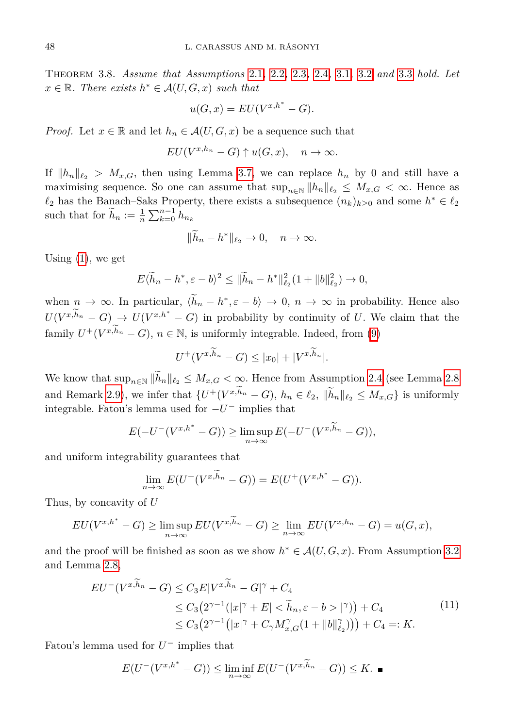Theorem 3.8. *Assume that Assumptions 2.1, 2.2, 2.3, 2.4, 3.1, 3.2 and 3.3 hold. Let $x \in \mathbb{R}$. There exists $h^* \in \mathcal{A}(U,G,x)$ such that*

$$u(G,x) = EU(V^{x,h^*} - G).$$

*Proof.* Let $x \in \mathbb{R}$ and let $h_n \in \mathcal{A}(U,G,x)$ be a sequence such that

$$EU(V^{x,h_n} - G) \uparrow u(G,x), \quad n \to \infty.$$

If $\|h_n\|_{\ell_2} > M_{x,G}$, then using Lemma 3.7, we can replace $h_n$ by 0 and still have a maximising sequence. So one can assume that $\sup_{n\in\mathbb{N}} \|h_n\|_{\ell_2} \leq M_{x,G} < \infty$. Hence as $\ell_2$ has the Banach–Saks Property, there exists a subsequence $(n_k)_{k\geq 0}$ and some $h^* \in \ell_2$ such that for $\widetilde{h}_n := \frac{1}{n}\sum_{k=0}^{n-1} h_{n_k}$

$$\|\widetilde{h}_n - h^*\|_{\ell_2} \to 0, \quad n \to \infty.$$

Using (1), we get

$$E\langle \widetilde{h}_n - h^*, \varepsilon - b\rangle^2 \leq \|\widetilde{h}_n - h^*\|^2_{\ell_2}(1 + \|b\|^2_{\ell_2}) \to 0,$$

when $n \to \infty$. In particular, $\langle \widetilde{h}_n - h^*, \varepsilon - b\rangle \to 0$, $n \to \infty$ in probability. Hence also $U(V^{x,\widetilde{h}_n} - G) \to U(V^{x,h^*} - G)$ in probability by continuity of $U$. We claim that the family $U^+(V^{x,\widetilde{h}_n} - G)$, $n \in \mathbb{N}$, is uniformly integrable. Indeed, from (9)

$$U^+(V^{x,\widetilde{h}_n} - G) \leq |x_0| + |V^{x,\widetilde{h}_n}|.$$

We know that $\sup_{n\in\mathbb{N}} \|\widetilde{h}_n\|_{\ell_2} \leq M_{x,G} < \infty$. Hence from Assumption 2.4 (see Lemma 2.8 and Remark 2.9), we infer that $\{U^+(V^{x,\widetilde{h}_n} - G),\ h_n \in \ell_2,\ \|\widetilde{h}_n\|_{\ell_2} \leq M_{x,G}\}$ is uniformly integrable. Fatou's lemma used for $-U^-$ implies that

$$E(-U^-(V^{x,h^*} - G)) \geq \limsup_{n\to\infty} E(-U^-(V^{x,\widetilde{h}_n} - G)),$$

and uniform integrability guarantees that

$$\lim_{n\to\infty} E(U^+(V^{x,\widetilde{h}_n} - G)) = E(U^+(V^{x,h^*} - G)).$$

Thus, by concavity of $U$

$$EU(V^{x,h^*} - G) \geq \limsup_{n\to\infty} EU(V^{x,\widetilde{h}_n} - G) \geq \lim_{n\to\infty} EU(V^{x,h_n} - G) = u(G,x),$$

and the proof will be finished as soon as we show $h^* \in \mathcal{A}(U,G,x)$. From Assumption 3.2 and Lemma 2.8,

$$\begin{aligned}
EU^-(V^{x,\widetilde{h}_n} - G) &\leq C_3 E|V^{x,\widetilde{h}_n} - G|^\gamma + C_4 \\
&\leq C_3\big(2^{\gamma-1}(|x|^\gamma + E| < \widetilde{h}_n, \varepsilon - b > |^\gamma)\big) + C_4 \\
&\leq C_3\big(2^{\gamma-1}\big(|x|^\gamma + C_\gamma M^\gamma_{x,G}(1 + \|b\|^\gamma_{\ell_2})\big)\big) + C_4 =: K.
\end{aligned} \tag{11}$$

Fatou's lemma used for $U^-$ implies that

$$E(U^-(V^{x,h^*} - G)) \leq \liminf_{n\to\infty} E(U^-(V^{x,\widetilde{h}_n} - G)) \leq K. \blacksquare$$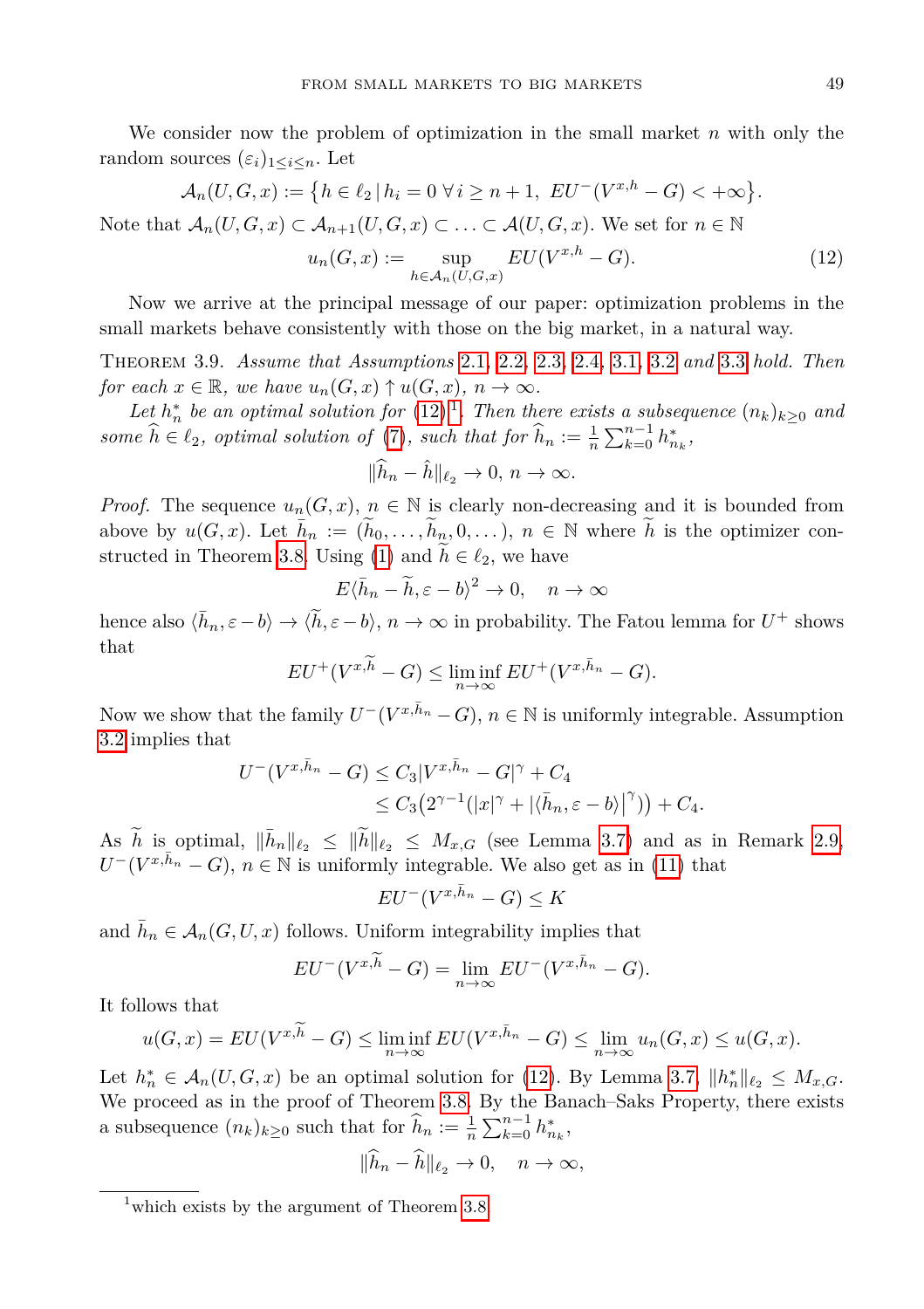We consider now the problem of optimization in the small market $n$ with only the random sources $(\varepsilon_i)_{1\le i\le n}$. Let

$$\mathcal{A}_n(U,G,x) := \big\{h \in \ell_2 \,|\, h_i = 0 \;\forall\, i \ge n+1,\; EU^-(V^{x,h} - G) < +\infty\big\}.$$

Note that $\mathcal{A}_n(U,G,x) \subset \mathcal{A}_{n+1}(U,G,x) \subset \ldots \subset \mathcal{A}(U,G,x)$. We set for $n \in \mathbb{N}$

$$u_n(G,x) := \sup_{h\in\mathcal{A}_n(U,G,x)} EU(V^{x,h} - G). \tag{12}$$

Now we arrive at the principal message of our paper: optimization problems in the small markets behave consistently with those on the big market, in a natural way.

Theorem 3.9. *Assume that Assumptions 2.1, 2.2, 2.3, 2.4, 3.1, 3.2 and 3.3 hold. Then for each $x \in \mathbb{R}$, we have $u_n(G,x) \uparrow u(G,x)$, $n \to \infty$.*

*Let $h_n^*$ be an optimal solution for (12)[1]. Then there exists a subsequence $(n_k)_{k\ge 0}$ and some $\widehat{h} \in \ell_2$, optimal solution of (7), such that for $\widehat{h}_n := \frac{1}{n}\sum_{k=0}^{n-1} h^*_{n_k}$,*

$$\|\widehat{h}_n - \hat{h}\|_{\ell_2} \to 0,\; n \to \infty.$$

*Proof.* The sequence $u_n(G,x)$, $n \in \mathbb{N}$ is clearly non-decreasing and it is bounded from above by $u(G,x)$. Let $\bar{h}_n := (\widetilde{h}_0, \ldots, \widetilde{h}_n, 0, \ldots)$, $n \in \mathbb{N}$ where $\widetilde{h}$ is the optimizer constructed in Theorem 3.8. Using (1) and $\widetilde{h} \in \ell_2$, we have

$$E\langle \bar{h}_n - \widetilde{h}, \varepsilon - b\rangle^2 \to 0, \quad n \to \infty$$

hence also $\langle \bar{h}_n, \varepsilon - b\rangle \to \langle \widetilde{h}, \varepsilon - b\rangle$, $n \to \infty$ in probability. The Fatou lemma for $U^+$ shows that

$$EU^+(V^{x,\widetilde{h}} - G) \le \liminf_{n\to\infty} EU^+(V^{x,\bar{h}_n} - G).$$

Now we show that the family $U^-(V^{x,\bar{h}_n} - G)$, $n \in \mathbb{N}$ is uniformly integrable. Assumption 3.2 implies that

$$\begin{aligned} U^-(V^{x,\bar{h}_n} - G) &\le C_3|V^{x,\bar{h}_n} - G|^\gamma + C_4 \\ &\le C_3\big(2^{\gamma-1}(|x|^\gamma + |\langle \bar{h}_n, \varepsilon - b\rangle|^\gamma)\big) + C_4. \end{aligned}$$

As $\widetilde{h}$ is optimal, $\|\bar{h}_n\|_{\ell_2} \le \|\widetilde{h}\|_{\ell_2} \le M_{x,G}$ (see Lemma 3.7) and as in Remark 2.9, $U^-(V^{x,\bar{h}_n} - G)$, $n \in \mathbb{N}$ is uniformly integrable. We also get as in (11) that

$$EU^-(V^{x,\bar{h}_n} - G) \le K$$

and $\bar{h}_n \in \mathcal{A}_n(G,U,x)$ follows. Uniform integrability implies that

$$EU^-(V^{x,\widetilde{h}} - G) = \lim_{n\to\infty} EU^-(V^{x,\bar{h}_n} - G).$$

It follows that

$$u(G,x) = EU(V^{x,\widetilde{h}} - G) \le \liminf_{n\to\infty} EU(V^{x,\bar{h}_n} - G) \le \lim_{n\to\infty} u_n(G,x) \le u(G,x).$$

Let $h_n^* \in \mathcal{A}_n(U,G,x)$ be an optimal solution for (12). By Lemma 3.7, $\|h_n^*\|_{\ell_2} \le M_{x,G}$. We proceed as in the proof of Theorem 3.8. By the Banach–Saks Property, there exists a subsequence $(n_k)_{k\ge 0}$ such that for $\widehat{h}_n := \frac{1}{n}\sum_{k=0}^{n-1} h^*_{n_k}$,

$$\|\widehat{h}_n - \widehat{h}\|_{\ell_2} \to 0, \quad n \to \infty,$$

[1] which exists by the argument of Theorem 3.8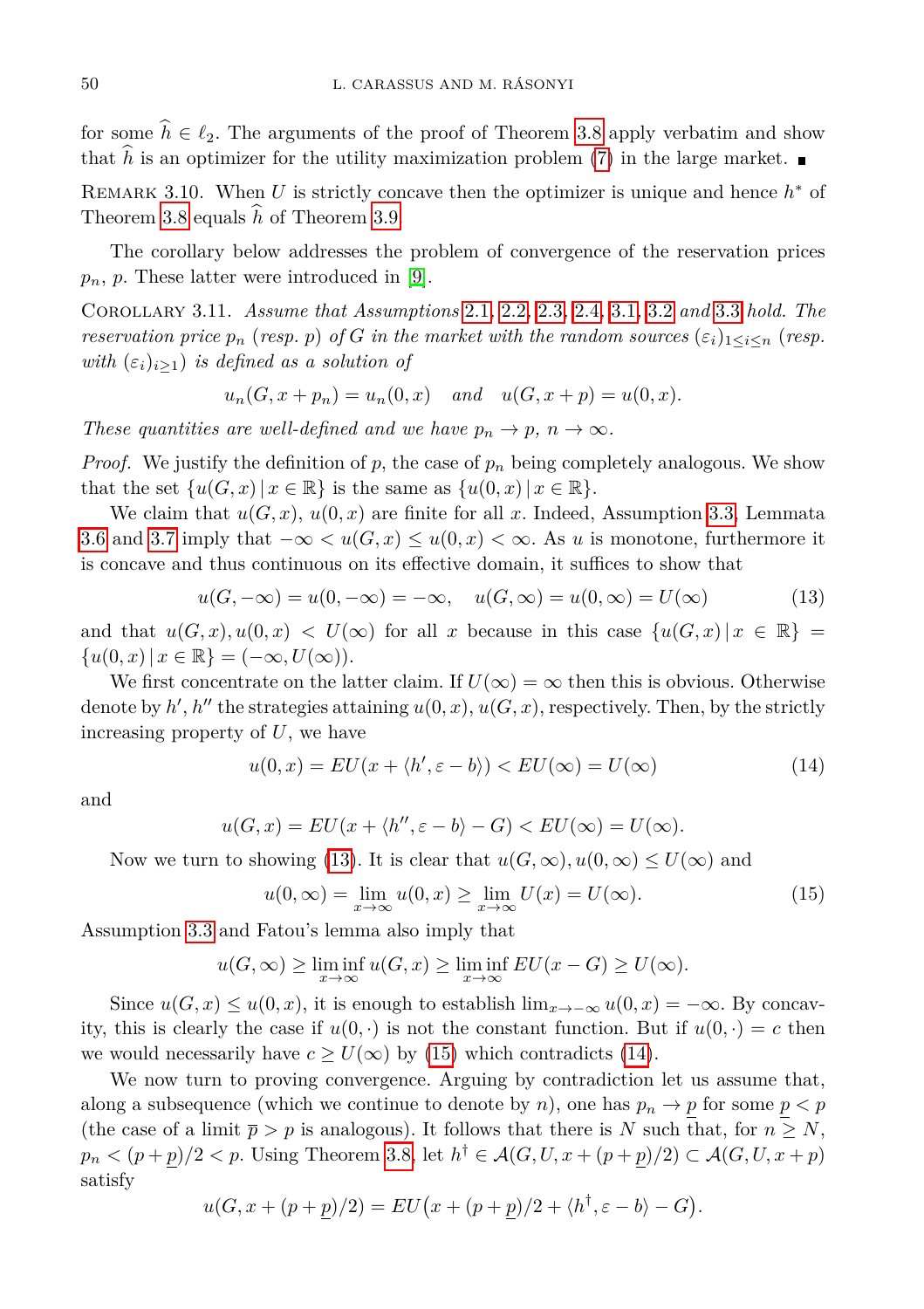for some $\widehat{h} \in \ell_2$. The arguments of the proof of Theorem 3.8 apply verbatim and show that $\widehat{h}$ is an optimizer for the utility maximization problem (7) in the large market. ∎

Remark 3.10. When $U$ is strictly concave then the optimizer is unique and hence $h^*$ of Theorem 3.8 equals $\widehat{h}$ of Theorem 3.9.

The corollary below addresses the problem of convergence of the reservation prices $p_n$, $p$. These latter were introduced in [9].

Corollary 3.11. *Assume that Assumptions 2.1, 2.2, 2.3, 2.4, 3.1, 3.2 and 3.3 hold. The reservation price $p_n$ (resp. $p$) of $G$ in the market with the random sources $(\varepsilon_i)_{1\le i\le n}$ (resp. with $(\varepsilon_i)_{i\ge 1}$) is defined as a solution of*

$$u_n(G, x + p_n) = u_n(0, x) \quad \text{and} \quad u(G, x + p) = u(0, x).$$

*These quantities are well-defined and we have $p_n \to p$, $n \to \infty$.*

*Proof.* We justify the definition of $p$, the case of $p_n$ being completely analogous. We show that the set $\{u(G,x)\,|\,x \in \mathbb{R}\}$ is the same as $\{u(0,x)\,|\,x \in \mathbb{R}\}$.

We claim that $u(G,x)$, $u(0,x)$ are finite for all $x$. Indeed, Assumption 3.3, Lemmata 3.6 and 3.7 imply that $-\infty < u(G,x) \le u(0,x) < \infty$. As $u$ is monotone, furthermore it is concave and thus continuous on its effective domain, it suffices to show that

$$u(G, -\infty) = u(0, -\infty) = -\infty, \quad u(G, \infty) = u(0, \infty) = U(\infty) \tag{13}$$

and that $u(G,x), u(0,x) < U(\infty)$ for all $x$ because in this case $\{u(G,x)\,|\,x \in \mathbb{R}\} = \{u(0,x)\,|\,x \in \mathbb{R}\} = (-\infty, U(\infty))$.

We first concentrate on the latter claim. If $U(\infty) = \infty$ then this is obvious. Otherwise denote by $h'$, $h''$ the strategies attaining $u(0,x)$, $u(G,x)$, respectively. Then, by the strictly increasing property of $U$, we have

$$u(0,x) = EU(x + \langle h', \varepsilon - b\rangle) < EU(\infty) = U(\infty) \tag{14}$$

and

$$u(G,x) = EU(x + \langle h'', \varepsilon - b\rangle - G) < EU(\infty) = U(\infty).$$

Now we turn to showing (13). It is clear that $u(G,\infty), u(0,\infty) \le U(\infty)$ and

$$u(0,\infty) = \lim_{x\to\infty} u(0,x) \ge \lim_{x\to\infty} U(x) = U(\infty). \tag{15}$$

Assumption 3.3 and Fatou's lemma also imply that

$$u(G,\infty) \ge \liminf_{x\to\infty} u(G,x) \ge \liminf_{x\to\infty} EU(x - G) \ge U(\infty).$$

Since $u(G,x) \le u(0,x)$, it is enough to establish $\lim_{x\to-\infty} u(0,x) = -\infty$. By concavity, this is clearly the case if $u(0,\cdot)$ is not the constant function. But if $u(0,\cdot) = c$ then we would necessarily have $c \ge U(\infty)$ by (15) which contradicts (14).

We now turn to proving convergence. Arguing by contradiction let us assume that, along a subsequence (which we continue to denote by $n$), one has $p_n \to \underline{p}$ for some $\underline{p} < p$ (the case of a limit $\overline{p} > p$ is analogous). It follows that there is $N$ such that, for $n \ge N$, $p_n < (p + \underline{p})/2 < p$. Using Theorem 3.8, let $h^\dagger \in \mathcal{A}(G, U, x + (p+\underline{p})/2) \subset \mathcal{A}(G, U, x + p)$ satisfy

$$u(G, x + (p + \underline{p})/2) = EU\big(x + (p + \underline{p})/2 + \langle h^\dagger, \varepsilon - b\rangle - G\big).$$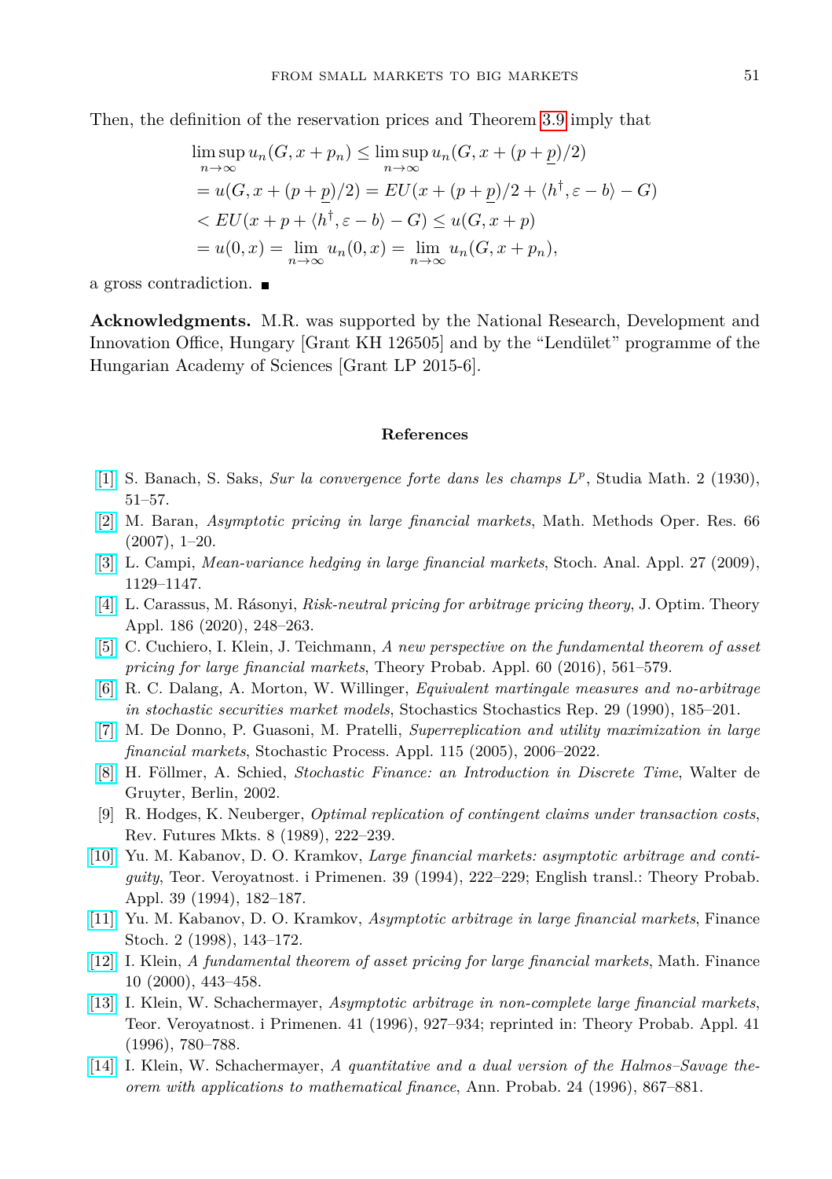Then, the definition of the reservation prices and Theorem 3.9 imply that

$$
\begin{aligned}
&\limsup_{n\to\infty} u_n(G, x+p_n) \le \limsup_{n\to\infty} u_n(G, x+(p+\underline{p})/2) \\
&= u(G, x+(p+\underline{p})/2) = EU(x+(p+\underline{p})/2 + \langle h^{\dagger}, \varepsilon - b\rangle - G) \\
&< EU(x+p+\langle h^{\dagger}, \varepsilon - b\rangle - G) \le u(G, x+p) \\
&= u(0,x) = \lim_{n\to\infty} u_n(0,x) = \lim_{n\to\infty} u_n(G, x+p_n),
\end{aligned}
$$

a gross contradiction. ∎

**Acknowledgments.** M.R. was supported by the National Research, Development and Innovation Office, Hungary [Grant KH 126505] and by the "Lendület" programme of the Hungarian Academy of Sciences [Grant LP 2015-6].

## References

[1] S. Banach, S. Saks, *Sur la convergence forte dans les champs $L^p$*, Studia Math. 2 (1930), 51–57.

[2] M. Baran, *Asymptotic pricing in large financial markets*, Math. Methods Oper. Res. 66 (2007), 1–20.

[3] L. Campi, *Mean-variance hedging in large financial markets*, Stoch. Anal. Appl. 27 (2009), 1129–1147.

[4] L. Carassus, M. Rásonyi, *Risk-neutral pricing for arbitrage pricing theory*, J. Optim. Theory Appl. 186 (2020), 248–263.

[5] C. Cuchiero, I. Klein, J. Teichmann, *A new perspective on the fundamental theorem of asset pricing for large financial markets*, Theory Probab. Appl. 60 (2016), 561–579.

[6] R. C. Dalang, A. Morton, W. Willinger, *Equivalent martingale measures and no-arbitrage in stochastic securities market models*, Stochastics Stochastics Rep. 29 (1990), 185–201.

[7] M. De Donno, P. Guasoni, M. Pratelli, *Superreplication and utility maximization in large financial markets*, Stochastic Process. Appl. 115 (2005), 2006–2022.

[8] H. Föllmer, A. Schied, *Stochastic Finance: an Introduction in Discrete Time*, Walter de Gruyter, Berlin, 2002.

[9] R. Hodges, K. Neuberger, *Optimal replication of contingent claims under transaction costs*, Rev. Futures Mkts. 8 (1989), 222–239.

[10] Yu. M. Kabanov, D. O. Kramkov, *Large financial markets: asymptotic arbitrage and contiguity*, Teor. Veroyatnost. i Primenen. 39 (1994), 222–229; English transl.: Theory Probab. Appl. 39 (1994), 182–187.

[11] Yu. M. Kabanov, D. O. Kramkov, *Asymptotic arbitrage in large financial markets*, Finance Stoch. 2 (1998), 143–172.

[12] I. Klein, *A fundamental theorem of asset pricing for large financial markets*, Math. Finance 10 (2000), 443–458.

[13] I. Klein, W. Schachermayer, *Asymptotic arbitrage in non-complete large financial markets*, Teor. Veroyatnost. i Primenen. 41 (1996), 927–934; reprinted in: Theory Probab. Appl. 41 (1996), 780–788.

[14] I. Klein, W. Schachermayer, *A quantitative and a dual version of the Halmos–Savage theorem with applications to mathematical finance*, Ann. Probab. 24 (1996), 867–881.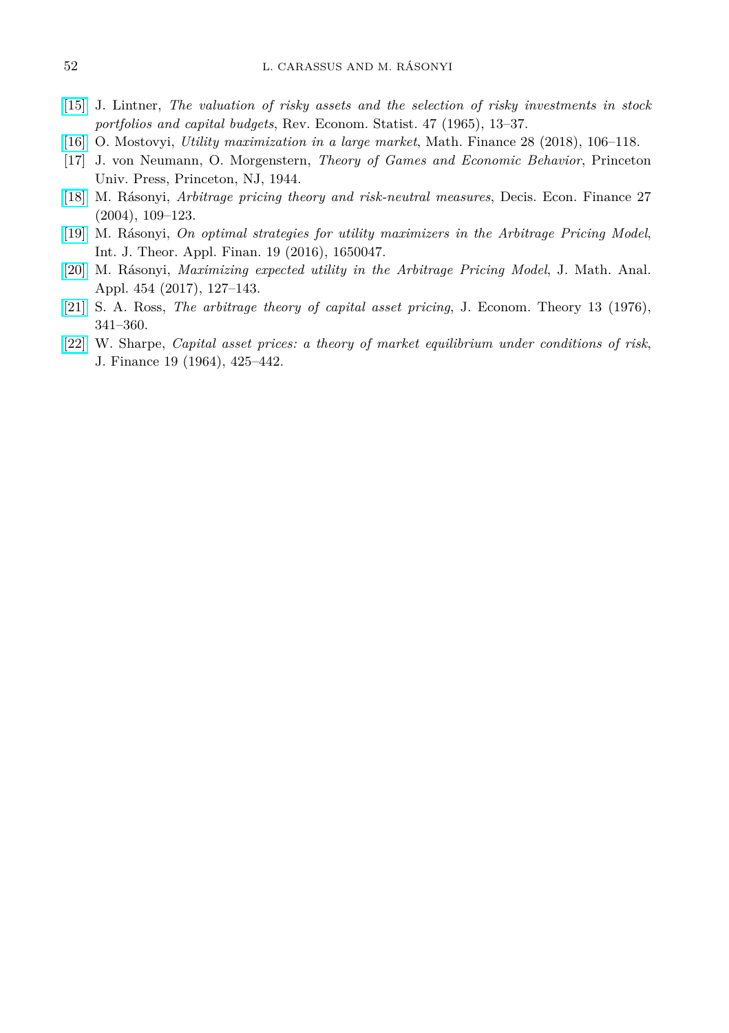[15] J. Lintner, *The valuation of risky assets and the selection of risky investments in stock portfolios and capital budgets*, Rev. Econom. Statist. 47 (1965), 13–37.

[16] O. Mostovyi, *Utility maximization in a large market*, Math. Finance 28 (2018), 106–118.

[17] J. von Neumann, O. Morgenstern, *Theory of Games and Economic Behavior*, Princeton Univ. Press, Princeton, NJ, 1944.

[18] M. Rásonyi, *Arbitrage pricing theory and risk-neutral measures*, Decis. Econ. Finance 27 (2004), 109–123.

[19] M. Rásonyi, *On optimal strategies for utility maximizers in the Arbitrage Pricing Model*, Int. J. Theor. Appl. Finan. 19 (2016), 1650047.

[20] M. Rásonyi, *Maximizing expected utility in the Arbitrage Pricing Model*, J. Math. Anal. Appl. 454 (2017), 127–143.

[21] S. A. Ross, *The arbitrage theory of capital asset pricing*, J. Econom. Theory 13 (1976), 341–360.

[22] W. Sharpe, *Capital asset prices: a theory of market equilibrium under conditions of risk*, J. Finance 19 (1964), 425–442.